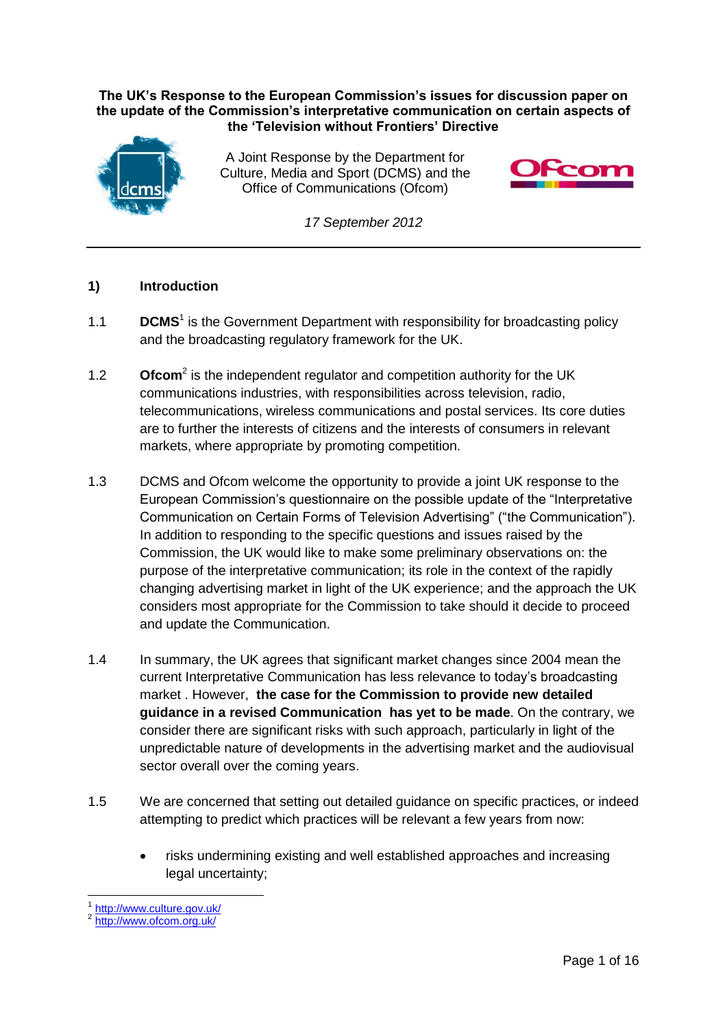**The UK's Response to the European Commission's issues for discussion paper on the update of the Commission's interpretative communication on certain aspects of the 'Television without Frontiers' Directive**

A Joint Response by the Department for Culture, Media and Sport (DCMS) and the Office of Communications (Ofcom)

*17 September 2012*

---

## 1) Introduction

1.1 **DCMS**[1] is the Government Department with responsibility for broadcasting policy and the broadcasting regulatory framework for the UK.

1.2 **Ofcom**[2] is the independent regulator and competition authority for the UK communications industries, with responsibilities across television, radio, telecommunications, wireless communications and postal services. Its core duties are to further the interests of citizens and the interests of consumers in relevant markets, where appropriate by promoting competition.

1.3 DCMS and Ofcom welcome the opportunity to provide a joint UK response to the European Commission's questionnaire on the possible update of the "Interpretative Communication on Certain Forms of Television Advertising" ("the Communication"). In addition to responding to the specific questions and issues raised by the Commission, the UK would like to make some preliminary observations on: the purpose of the interpretative communication; its role in the context of the rapidly changing advertising market in light of the UK experience; and the approach the UK considers most appropriate for the Commission to take should it decide to proceed and update the Communication.

1.4 In summary, the UK agrees that significant market changes since 2004 mean the current Interpretative Communication has less relevance to today's broadcasting market . However, **the case for the Commission to provide new detailed guidance in a revised Communication has yet to be made**. On the contrary, we consider there are significant risks with such approach, particularly in light of the unpredictable nature of developments in the advertising market and the audiovisual sector overall over the coming years.

1.5 We are concerned that setting out detailed guidance on specific practices, or indeed attempting to predict which practices will be relevant a few years from now:

- risks undermining existing and well established approaches and increasing legal uncertainty;

---

[1] http://www.culture.gov.uk/

[2] http://www.ofcom.org.uk/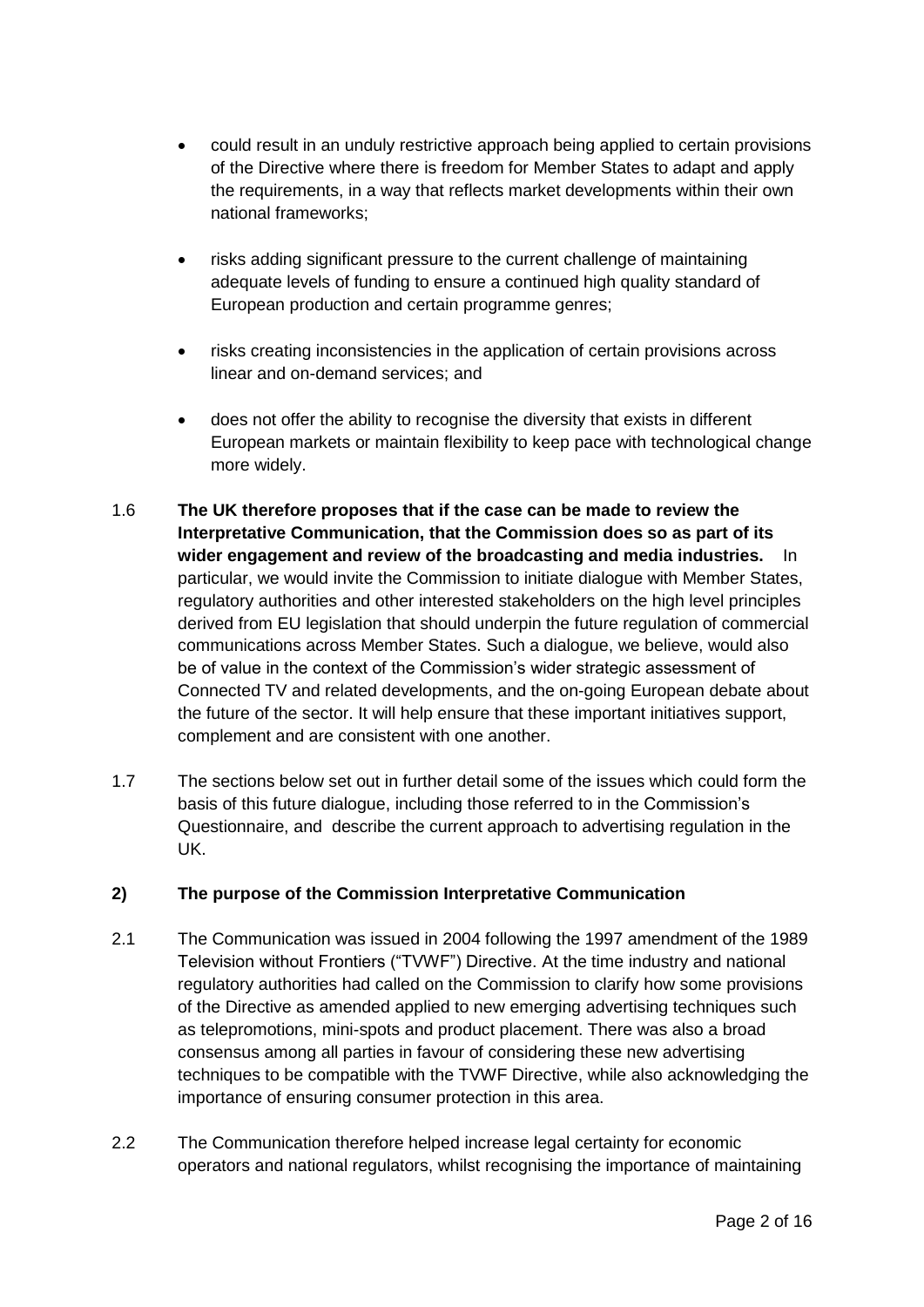- could result in an unduly restrictive approach being applied to certain provisions of the Directive where there is freedom for Member States to adapt and apply the requirements, in a way that reflects market developments within their own national frameworks;
- risks adding significant pressure to the current challenge of maintaining adequate levels of funding to ensure a continued high quality standard of European production and certain programme genres;
- risks creating inconsistencies in the application of certain provisions across linear and on-demand services; and
- does not offer the ability to recognise the diversity that exists in different European markets or maintain flexibility to keep pace with technological change more widely.

1.6 **The UK therefore proposes that if the case can be made to review the Interpretative Communication, that the Commission does so as part of its wider engagement and review of the broadcasting and media industries.** In particular, we would invite the Commission to initiate dialogue with Member States, regulatory authorities and other interested stakeholders on the high level principles derived from EU legislation that should underpin the future regulation of commercial communications across Member States. Such a dialogue, we believe, would also be of value in the context of the Commission's wider strategic assessment of Connected TV and related developments, and the on-going European debate about the future of the sector. It will help ensure that these important initiatives support, complement and are consistent with one another.

1.7 The sections below set out in further detail some of the issues which could form the basis of this future dialogue, including those referred to in the Commission's Questionnaire, and describe the current approach to advertising regulation in the UK.

## 2) The purpose of the Commission Interpretative Communication

2.1 The Communication was issued in 2004 following the 1997 amendment of the 1989 Television without Frontiers ("TVWF") Directive. At the time industry and national regulatory authorities had called on the Commission to clarify how some provisions of the Directive as amended applied to new emerging advertising techniques such as telepromotions, mini-spots and product placement. There was also a broad consensus among all parties in favour of considering these new advertising techniques to be compatible with the TVWF Directive, while also acknowledging the importance of ensuring consumer protection in this area.

2.2 The Communication therefore helped increase legal certainty for economic operators and national regulators, whilst recognising the importance of maintaining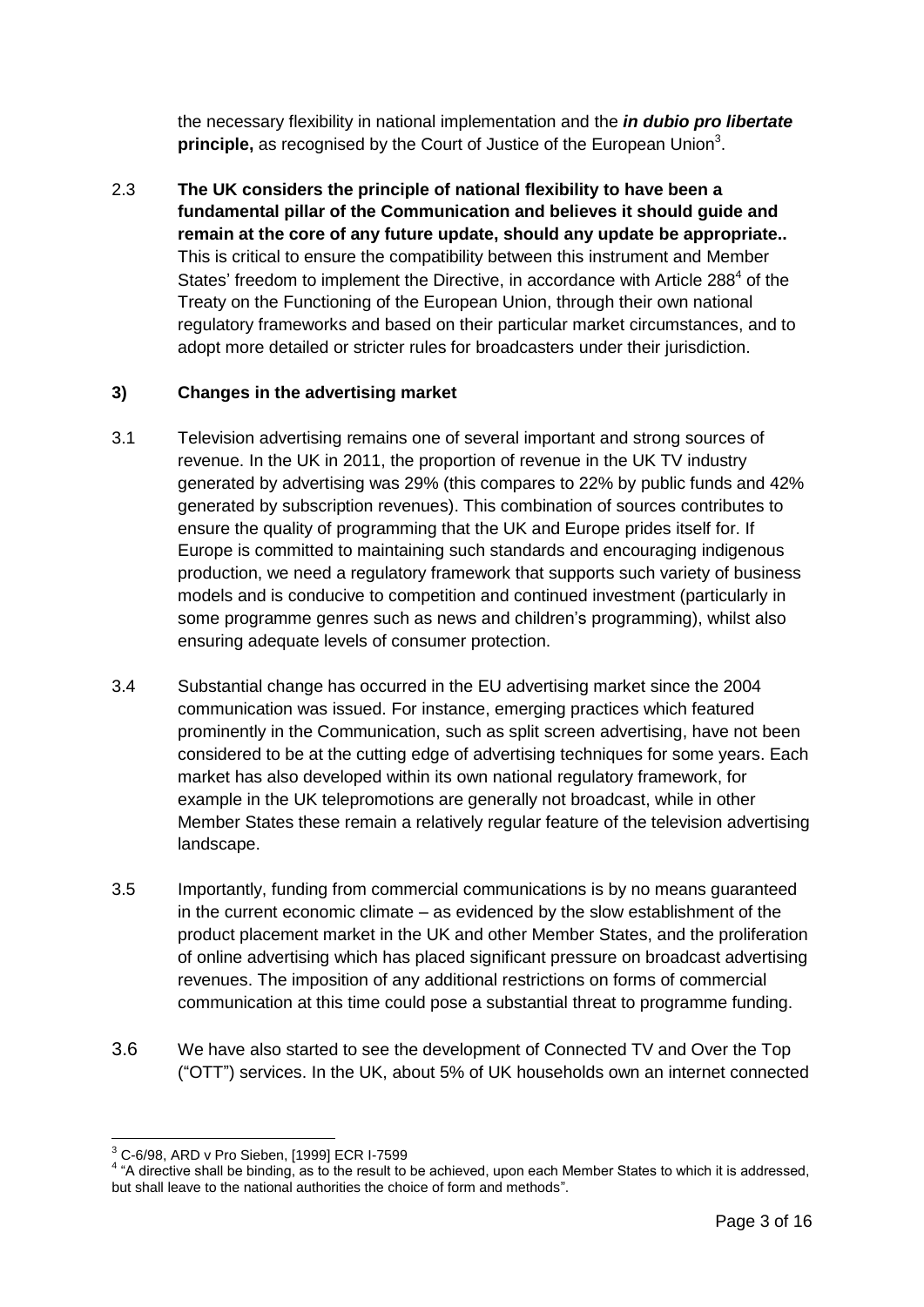the necessary flexibility in national implementation and the ***in dubio pro libertate* principle,** as recognised by the Court of Justice of the European Union[3].

2.3 **The UK considers the principle of national flexibility to have been a fundamental pillar of the Communication and believes it should guide and remain at the core of any future update, should any update be appropriate..** This is critical to ensure the compatibility between this instrument and Member States' freedom to implement the Directive, in accordance with Article 288[4] of the Treaty on the Functioning of the European Union, through their own national regulatory frameworks and based on their particular market circumstances, and to adopt more detailed or stricter rules for broadcasters under their jurisdiction.

### 3) Changes in the advertising market

3.1 Television advertising remains one of several important and strong sources of revenue. In the UK in 2011, the proportion of revenue in the UK TV industry generated by advertising was 29% (this compares to 22% by public funds and 42% generated by subscription revenues). This combination of sources contributes to ensure the quality of programming that the UK and Europe prides itself for. If Europe is committed to maintaining such standards and encouraging indigenous production, we need a regulatory framework that supports such variety of business models and is conducive to competition and continued investment (particularly in some programme genres such as news and children's programming), whilst also ensuring adequate levels of consumer protection.

3.4 Substantial change has occurred in the EU advertising market since the 2004 communication was issued. For instance, emerging practices which featured prominently in the Communication, such as split screen advertising, have not been considered to be at the cutting edge of advertising techniques for some years. Each market has also developed within its own national regulatory framework, for example in the UK telepromotions are generally not broadcast, while in other Member States these remain a relatively regular feature of the television advertising landscape.

3.5 Importantly, funding from commercial communications is by no means guaranteed in the current economic climate – as evidenced by the slow establishment of the product placement market in the UK and other Member States, and the proliferation of online advertising which has placed significant pressure on broadcast advertising revenues. The imposition of any additional restrictions on forms of commercial communication at this time could pose a substantial threat to programme funding.

3.6 We have also started to see the development of Connected TV and Over the Top ("OTT") services. In the UK, about 5% of UK households own an internet connected

---

[3] C-6/98, ARD v Pro Sieben, [1999] ECR I-7599

[4] "A directive shall be binding, as to the result to be achieved, upon each Member States to which it is addressed, but shall leave to the national authorities the choice of form and methods".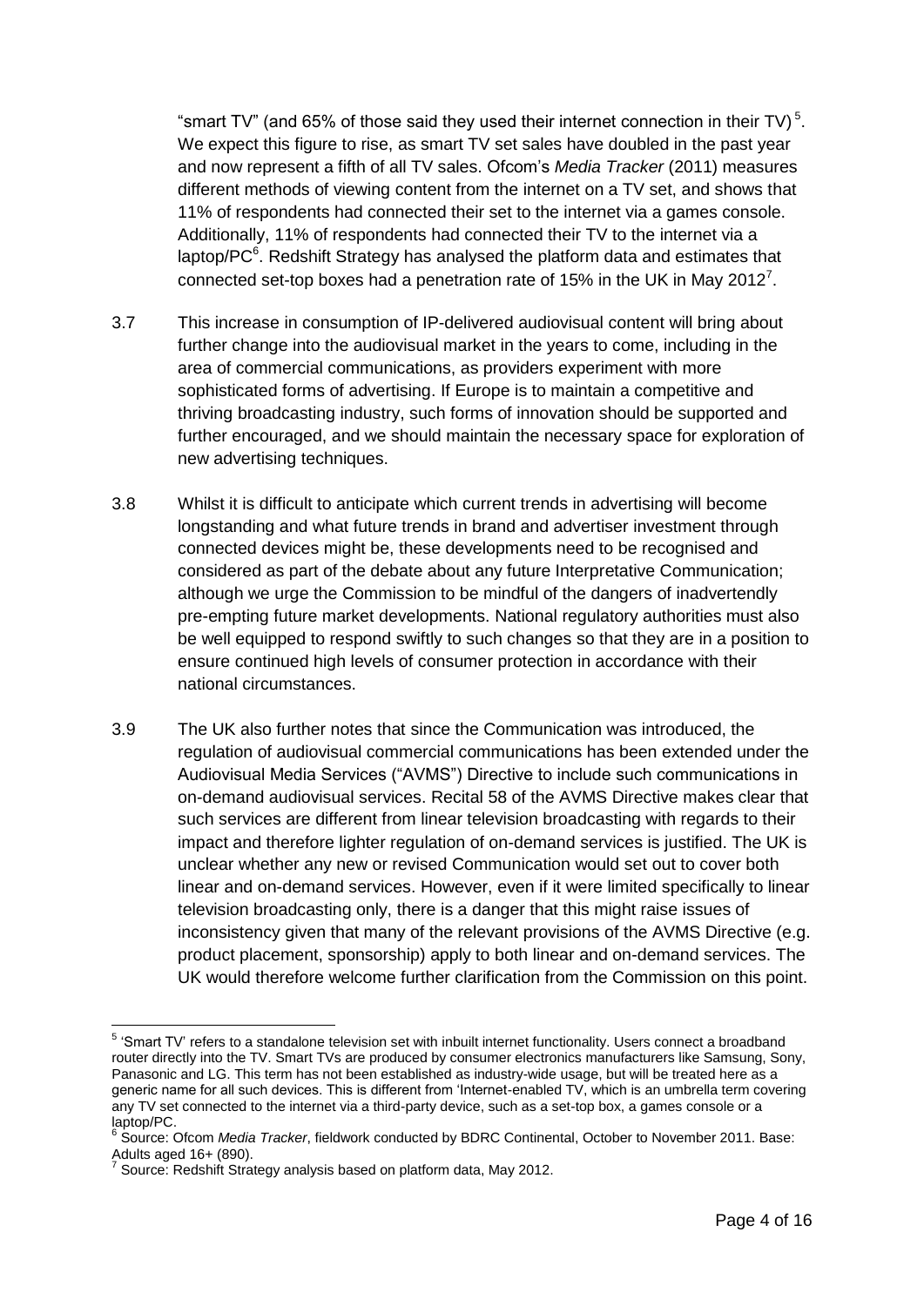"smart TV" (and 65% of those said they used their internet connection in their TV)[5]. We expect this figure to rise, as smart TV set sales have doubled in the past year and now represent a fifth of all TV sales. Ofcom's *Media Tracker* (2011) measures different methods of viewing content from the internet on a TV set, and shows that 11% of respondents had connected their set to the internet via a games console. Additionally, 11% of respondents had connected their TV to the internet via a laptop/PC[6]. Redshift Strategy has analysed the platform data and estimates that connected set-top boxes had a penetration rate of 15% in the UK in May 2012[7].

3.7 This increase in consumption of IP-delivered audiovisual content will bring about further change into the audiovisual market in the years to come, including in the area of commercial communications, as providers experiment with more sophisticated forms of advertising. If Europe is to maintain a competitive and thriving broadcasting industry, such forms of innovation should be supported and further encouraged, and we should maintain the necessary space for exploration of new advertising techniques.

3.8 Whilst it is difficult to anticipate which current trends in advertising will become longstanding and what future trends in brand and advertiser investment through connected devices might be, these developments need to be recognised and considered as part of the debate about any future Interpretative Communication; although we urge the Commission to be mindful of the dangers of inadvertendly pre-empting future market developments. National regulatory authorities must also be well equipped to respond swiftly to such changes so that they are in a position to ensure continued high levels of consumer protection in accordance with their national circumstances.

3.9 The UK also further notes that since the Communication was introduced, the regulation of audiovisual commercial communications has been extended under the Audiovisual Media Services ("AVMS") Directive to include such communications in on-demand audiovisual services. Recital 58 of the AVMS Directive makes clear that such services are different from linear television broadcasting with regards to their impact and therefore lighter regulation of on-demand services is justified. The UK is unclear whether any new or revised Communication would set out to cover both linear and on-demand services. However, even if it were limited specifically to linear television broadcasting only, there is a danger that this might raise issues of inconsistency given that many of the relevant provisions of the AVMS Directive (e.g. product placement, sponsorship) apply to both linear and on-demand services. The UK would therefore welcome further clarification from the Commission on this point.

---

[5] 'Smart TV' refers to a standalone television set with inbuilt internet functionality. Users connect a broadband router directly into the TV. Smart TVs are produced by consumer electronics manufacturers like Samsung, Sony, Panasonic and LG. This term has not been established as industry-wide usage, but will be treated here as a generic name for all such devices. This is different from 'Internet-enabled TV, which is an umbrella term covering any TV set connected to the internet via a third-party device, such as a set-top box, a games console or a laptop/PC.

[6] Source: Ofcom *Media Tracker*, fieldwork conducted by BDRC Continental, October to November 2011. Base: Adults aged 16+ (890).

[7] Source: Redshift Strategy analysis based on platform data, May 2012.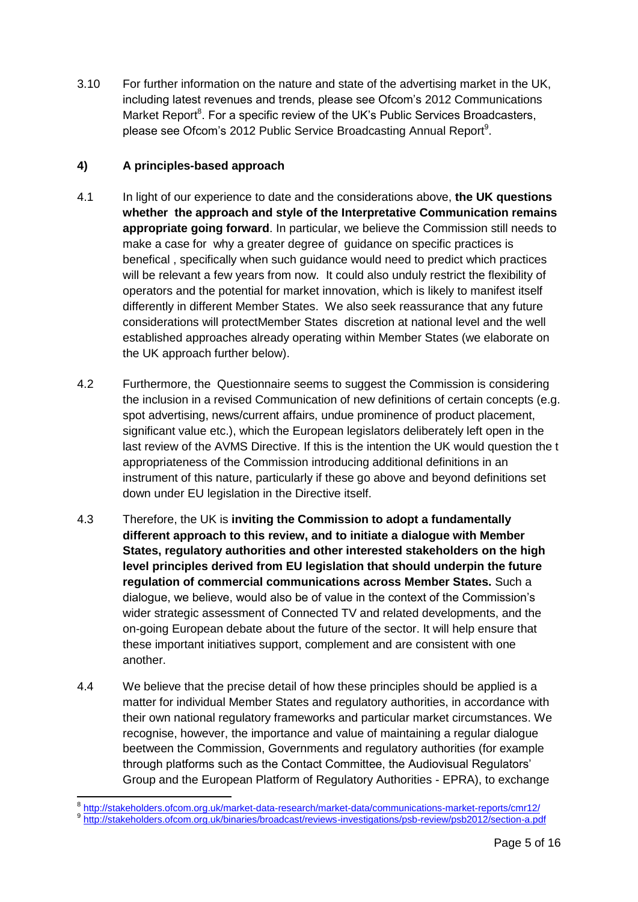3.10 For further information on the nature and state of the advertising market in the UK, including latest revenues and trends, please see Ofcom's 2012 Communications Market Report[8]. For a specific review of the UK's Public Services Broadcasters, please see Ofcom's 2012 Public Service Broadcasting Annual Report[9].

## 4) A principles-based approach

4.1 In light of our experience to date and the considerations above, **the UK questions whether the approach and style of the Interpretative Communication remains appropriate going forward**. In particular, we believe the Commission still needs to make a case for why a greater degree of guidance on specific practices is benefical , specifically when such guidance would need to predict which practices will be relevant a few years from now. It could also unduly restrict the flexibility of operators and the potential for market innovation, which is likely to manifest itself differently in different Member States. We also seek reassurance that any future considerations will protectMember States discretion at national level and the well established approaches already operating within Member States (we elaborate on the UK approach further below).

4.2 Furthermore, the Questionnaire seems to suggest the Commission is considering the inclusion in a revised Communication of new definitions of certain concepts (e.g. spot advertising, news/current affairs, undue prominence of product placement, significant value etc.), which the European legislators deliberately left open in the last review of the AVMS Directive. If this is the intention the UK would question the t appropriateness of the Commission introducing additional definitions in an instrument of this nature, particularly if these go above and beyond definitions set down under EU legislation in the Directive itself.

4.3 Therefore, the UK is **inviting the Commission to adopt a fundamentally different approach to this review, and to initiate a dialogue with Member States, regulatory authorities and other interested stakeholders on the high level principles derived from EU legislation that should underpin the future regulation of commercial communications across Member States.** Such a dialogue, we believe, would also be of value in the context of the Commission's wider strategic assessment of Connected TV and related developments, and the on-going European debate about the future of the sector. It will help ensure that these important initiatives support, complement and are consistent with one another.

4.4 We believe that the precise detail of how these principles should be applied is a matter for individual Member States and regulatory authorities, in accordance with their own national regulatory frameworks and particular market circumstances. We recognise, however, the importance and value of maintaining a regular dialogue beetween the Commission, Governments and regulatory authorities (for example through platforms such as the Contact Committee, the Audiovisual Regulators' Group and the European Platform of Regulatory Authorities - EPRA), to exchange

---

[8] http://stakeholders.ofcom.org.uk/market-data-research/market-data/communications-market-reports/cmr12/

[9] http://stakeholders.ofcom.org.uk/binaries/broadcast/reviews-investigations/psb-review/psb2012/section-a.pdf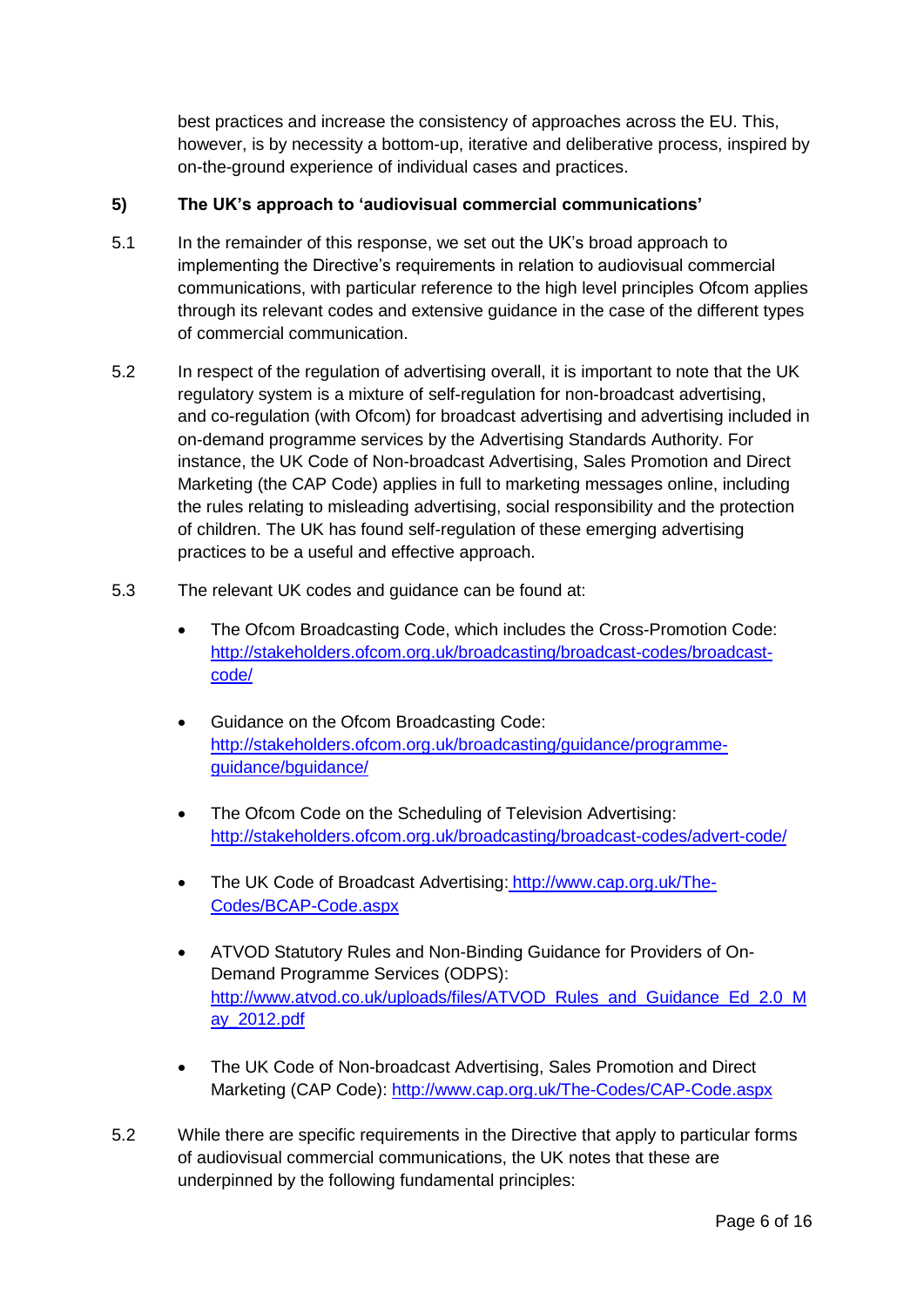best practices and increase the consistency of approaches across the EU. This, however, is by necessity a bottom-up, iterative and deliberative process, inspired by on-the-ground experience of individual cases and practices.

## 5) The UK's approach to 'audiovisual commercial communications'

5.1 In the remainder of this response, we set out the UK's broad approach to implementing the Directive's requirements in relation to audiovisual commercial communications, with particular reference to the high level principles Ofcom applies through its relevant codes and extensive guidance in the case of the different types of commercial communication.

5.2 In respect of the regulation of advertising overall, it is important to note that the UK regulatory system is a mixture of self-regulation for non-broadcast advertising, and co-regulation (with Ofcom) for broadcast advertising and advertising included in on-demand programme services by the Advertising Standards Authority. For instance, the UK Code of Non-broadcast Advertising, Sales Promotion and Direct Marketing (the CAP Code) applies in full to marketing messages online, including the rules relating to misleading advertising, social responsibility and the protection of children. The UK has found self-regulation of these emerging advertising practices to be a useful and effective approach.

5.3 The relevant UK codes and guidance can be found at:

- The Ofcom Broadcasting Code, which includes the Cross-Promotion Code: http://stakeholders.ofcom.org.uk/broadcasting/broadcast-codes/broadcast-code/
- Guidance on the Ofcom Broadcasting Code: http://stakeholders.ofcom.org.uk/broadcasting/guidance/programme-guidance/bguidance/
- The Ofcom Code on the Scheduling of Television Advertising: http://stakeholders.ofcom.org.uk/broadcasting/broadcast-codes/advert-code/
- The UK Code of Broadcast Advertising: http://www.cap.org.uk/The-Codes/BCAP-Code.aspx
- ATVOD Statutory Rules and Non-Binding Guidance for Providers of On-Demand Programme Services (ODPS): http://www.atvod.co.uk/uploads/files/ATVOD_Rules_and_Guidance_Ed_2.0_May_2012.pdf
- The UK Code of Non-broadcast Advertising, Sales Promotion and Direct Marketing (CAP Code): http://www.cap.org.uk/The-Codes/CAP-Code.aspx

5.2 While there are specific requirements in the Directive that apply to particular forms of audiovisual commercial communications, the UK notes that these are underpinned by the following fundamental principles: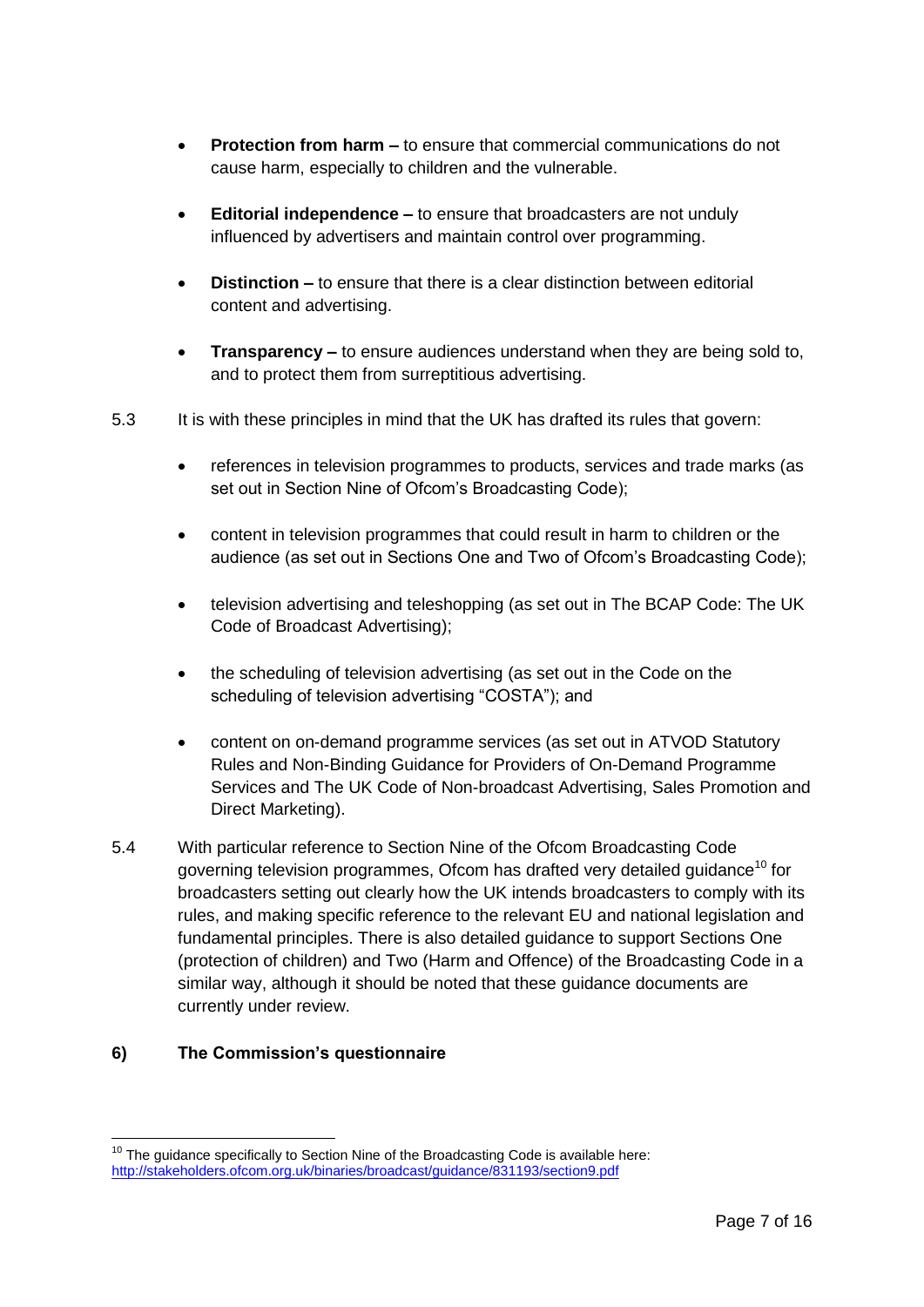- **Protection from harm –** to ensure that commercial communications do not cause harm, especially to children and the vulnerable.

- **Editorial independence –** to ensure that broadcasters are not unduly influenced by advertisers and maintain control over programming.

- **Distinction –** to ensure that there is a clear distinction between editorial content and advertising.

- **Transparency –** to ensure audiences understand when they are being sold to, and to protect them from surreptitious advertising.

5.3 It is with these principles in mind that the UK has drafted its rules that govern:

- references in television programmes to products, services and trade marks (as set out in Section Nine of Ofcom's Broadcasting Code);

- content in television programmes that could result in harm to children or the audience (as set out in Sections One and Two of Ofcom's Broadcasting Code);

- television advertising and teleshopping (as set out in The BCAP Code: The UK Code of Broadcast Advertising);

- the scheduling of television advertising (as set out in the Code on the scheduling of television advertising "COSTA"); and

- content on on-demand programme services (as set out in ATVOD Statutory Rules and Non-Binding Guidance for Providers of On-Demand Programme Services and The UK Code of Non-broadcast Advertising, Sales Promotion and Direct Marketing).

5.4 With particular reference to Section Nine of the Ofcom Broadcasting Code governing television programmes, Ofcom has drafted very detailed guidance[10] for broadcasters setting out clearly how the UK intends broadcasters to comply with its rules, and making specific reference to the relevant EU and national legislation and fundamental principles. There is also detailed guidance to support Sections One (protection of children) and Two (Harm and Offence) of the Broadcasting Code in a similar way, although it should be noted that these guidance documents are currently under review.

## 6) The Commission's questionnaire

[10] The guidance specifically to Section Nine of the Broadcasting Code is available here: http://stakeholders.ofcom.org.uk/binaries/broadcast/guidance/831193/section9.pdf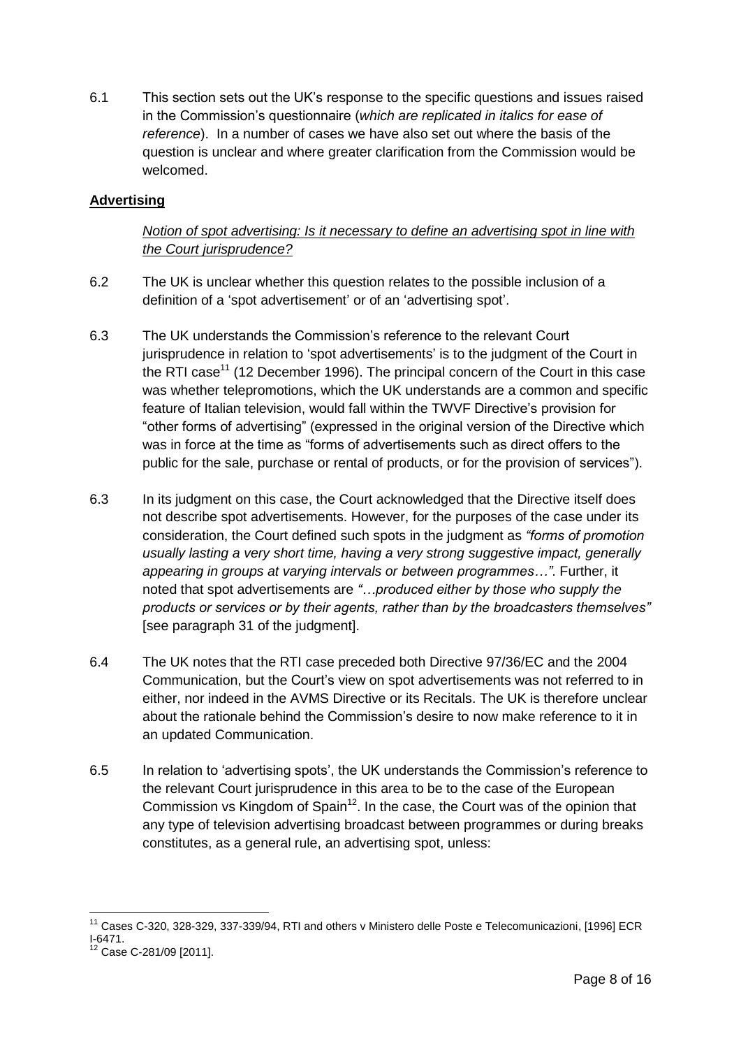6.1 This section sets out the UK's response to the specific questions and issues raised in the Commission's questionnaire (*which are replicated in italics for ease of reference*). In a number of cases we have also set out where the basis of the question is unclear and where greater clarification from the Commission would be welcomed.

## Advertising

*Notion of spot advertising: Is it necessary to define an advertising spot in line with the Court jurisprudence?*

6.2 The UK is unclear whether this question relates to the possible inclusion of a definition of a 'spot advertisement' or of an 'advertising spot'.

6.3 The UK understands the Commission's reference to the relevant Court jurisprudence in relation to 'spot advertisements' is to the judgment of the Court in the RTI case[11] (12 December 1996). The principal concern of the Court in this case was whether telepromotions, which the UK understands are a common and specific feature of Italian television, would fall within the TWVF Directive's provision for "other forms of advertising" (expressed in the original version of the Directive which was in force at the time as "forms of advertisements such as direct offers to the public for the sale, purchase or rental of products, or for the provision of services").

6.3 In its judgment on this case, the Court acknowledged that the Directive itself does not describe spot advertisements. However, for the purposes of the case under its consideration, the Court defined such spots in the judgment as *"forms of promotion usually lasting a very short time, having a very strong suggestive impact, generally appearing in groups at varying intervals or between programmes…"*. Further, it noted that spot advertisements are *"…produced either by those who supply the products or services or by their agents, rather than by the broadcasters themselves"* [see paragraph 31 of the judgment].

6.4 The UK notes that the RTI case preceded both Directive 97/36/EC and the 2004 Communication, but the Court's view on spot advertisements was not referred to in either, nor indeed in the AVMS Directive or its Recitals. The UK is therefore unclear about the rationale behind the Commission's desire to now make reference to it in an updated Communication.

6.5 In relation to 'advertising spots', the UK understands the Commission's reference to the relevant Court jurisprudence in this area to be to the case of the European Commission vs Kingdom of Spain[12]. In the case, the Court was of the opinion that any type of television advertising broadcast between programmes or during breaks constitutes, as a general rule, an advertising spot, unless:

---

[11] Cases C-320, 328-329, 337-339/94, RTI and others v Ministero delle Poste e Telecomunicazioni, [1996] ECR I-6471.

[12] Case C-281/09 [2011].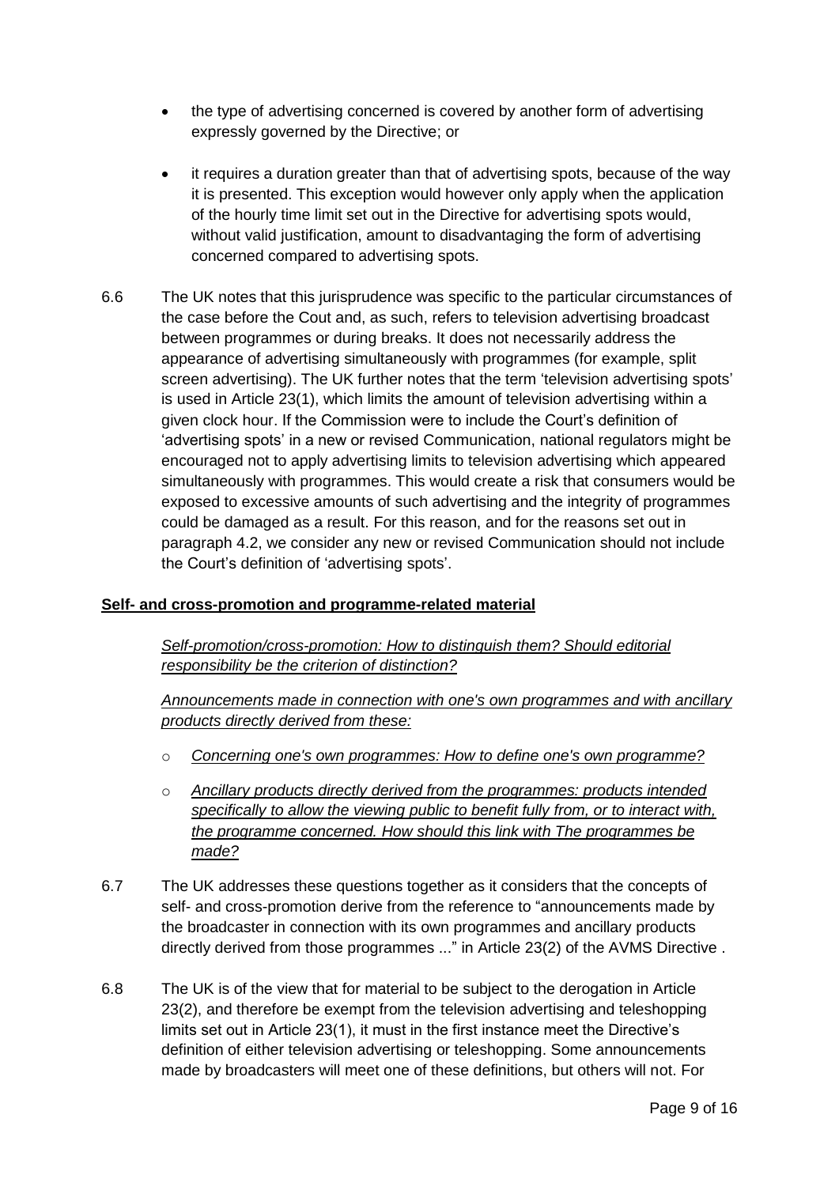- the type of advertising concerned is covered by another form of advertising expressly governed by the Directive; or

- it requires a duration greater than that of advertising spots, because of the way it is presented. This exception would however only apply when the application of the hourly time limit set out in the Directive for advertising spots would, without valid justification, amount to disadvantaging the form of advertising concerned compared to advertising spots.

6.6 The UK notes that this jurisprudence was specific to the particular circumstances of the case before the Cout and, as such, refers to television advertising broadcast between programmes or during breaks. It does not necessarily address the appearance of advertising simultaneously with programmes (for example, split screen advertising). The UK further notes that the term 'television advertising spots' is used in Article 23(1), which limits the amount of television advertising within a given clock hour. If the Commission were to include the Court's definition of 'advertising spots' in a new or revised Communication, national regulators might be encouraged not to apply advertising limits to television advertising which appeared simultaneously with programmes. This would create a risk that consumers would be exposed to excessive amounts of such advertising and the integrity of programmes could be damaged as a result. For this reason, and for the reasons set out in paragraph 4.2, we consider any new or revised Communication should not include the Court's definition of 'advertising spots'.

**Self- and cross-promotion and programme-related material**

*Self-promotion/cross-promotion: How to distinguish them? Should editorial responsibility be the criterion of distinction?*

*Announcements made in connection with one's own programmes and with ancillary products directly derived from these:*

- *Concerning one's own programmes: How to define one's own programme?*
- *Ancillary products directly derived from the programmes: products intended specifically to allow the viewing public to benefit fully from, or to interact with, the programme concerned. How should this link with The programmes be made?*

6.7 The UK addresses these questions together as it considers that the concepts of self- and cross-promotion derive from the reference to "announcements made by the broadcaster in connection with its own programmes and ancillary products directly derived from those programmes ..." in Article 23(2) of the AVMS Directive .

6.8 The UK is of the view that for material to be subject to the derogation in Article 23(2), and therefore be exempt from the television advertising and teleshopping limits set out in Article 23(1), it must in the first instance meet the Directive's definition of either television advertising or teleshopping. Some announcements made by broadcasters will meet one of these definitions, but others will not. For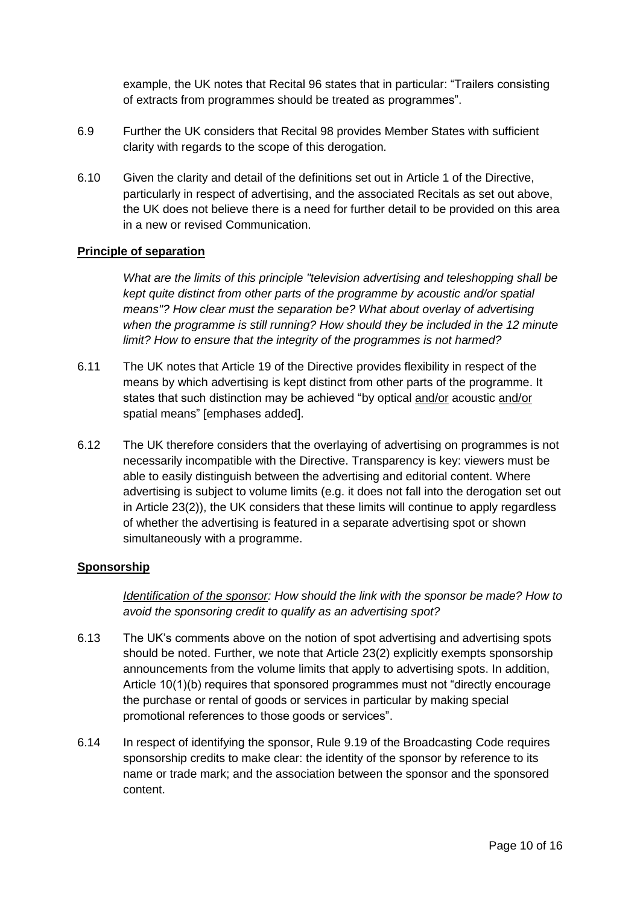example, the UK notes that Recital 96 states that in particular: “Trailers consisting of extracts from programmes should be treated as programmes”.

6.9 Further the UK considers that Recital 98 provides Member States with sufficient clarity with regards to the scope of this derogation.

6.10 Given the clarity and detail of the definitions set out in Article 1 of the Directive, particularly in respect of advertising, and the associated Recitals as set out above, the UK does not believe there is a need for further detail to be provided on this area in a new or revised Communication.

**Principle of separation**

*What are the limits of this principle "television advertising and teleshopping shall be kept quite distinct from other parts of the programme by acoustic and/or spatial means"? How clear must the separation be? What about overlay of advertising when the programme is still running? How should they be included in the 12 minute limit? How to ensure that the integrity of the programmes is not harmed?*

6.11 The UK notes that Article 19 of the Directive provides flexibility in respect of the means by which advertising is kept distinct from other parts of the programme. It states that such distinction may be achieved “by optical <u>and/or</u> acoustic <u>and/or</u> spatial means” [emphases added].

6.12 The UK therefore considers that the overlaying of advertising on programmes is not necessarily incompatible with the Directive. Transparency is key: viewers must be able to easily distinguish between the advertising and editorial content. Where advertising is subject to volume limits (e.g. it does not fall into the derogation set out in Article 23(2)), the UK considers that these limits will continue to apply regardless of whether the advertising is featured in a separate advertising spot or shown simultaneously with a programme.

**Sponsorship**

*<u>Identification of the sponsor</u>: How should the link with the sponsor be made? How to avoid the sponsoring credit to qualify as an advertising spot?*

6.13 The UK’s comments above on the notion of spot advertising and advertising spots should be noted. Further, we note that Article 23(2) explicitly exempts sponsorship announcements from the volume limits that apply to advertising spots. In addition, Article 10(1)(b) requires that sponsored programmes must not “directly encourage the purchase or rental of goods or services in particular by making special promotional references to those goods or services”.

6.14 In respect of identifying the sponsor, Rule 9.19 of the Broadcasting Code requires sponsorship credits to make clear: the identity of the sponsor by reference to its name or trade mark; and the association between the sponsor and the sponsored content.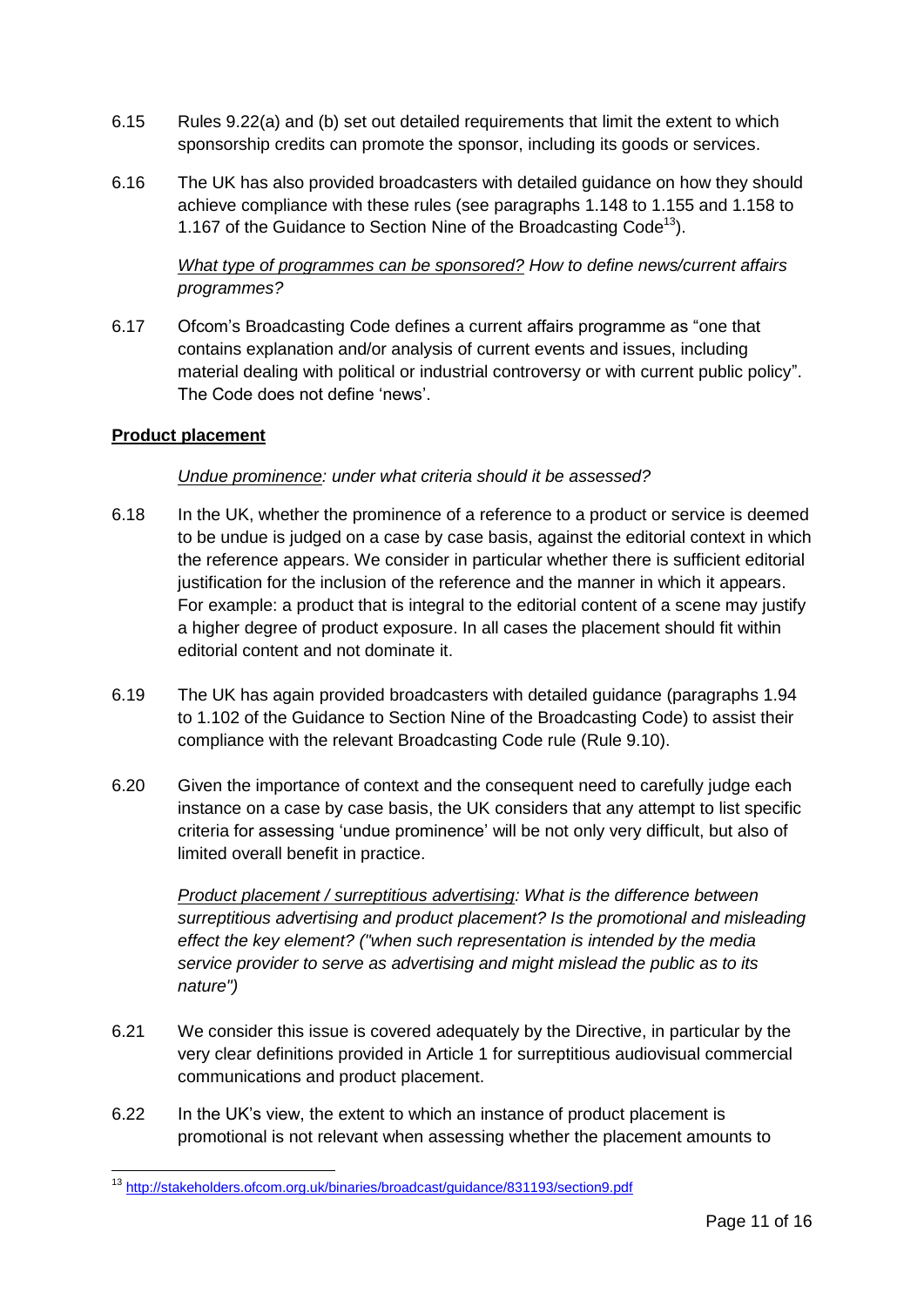6.15 Rules 9.22(a) and (b) set out detailed requirements that limit the extent to which sponsorship credits can promote the sponsor, including its goods or services.

6.16 The UK has also provided broadcasters with detailed guidance on how they should achieve compliance with these rules (see paragraphs 1.148 to 1.155 and 1.158 to 1.167 of the Guidance to Section Nine of the Broadcasting Code[13]).

*<u>What type of programmes can be sponsored?</u> How to define news/current affairs programmes?*

6.17 Ofcom's Broadcasting Code defines a current affairs programme as "one that contains explanation and/or analysis of current events and issues, including material dealing with political or industrial controversy or with current public policy". The Code does not define 'news'.

**<u>Product placement</u>**

*<u>Undue prominence</u>: under what criteria should it be assessed?*

6.18 In the UK, whether the prominence of a reference to a product or service is deemed to be undue is judged on a case by case basis, against the editorial context in which the reference appears. We consider in particular whether there is sufficient editorial justification for the inclusion of the reference and the manner in which it appears. For example: a product that is integral to the editorial content of a scene may justify a higher degree of product exposure. In all cases the placement should fit within editorial content and not dominate it.

6.19 The UK has again provided broadcasters with detailed guidance (paragraphs 1.94 to 1.102 of the Guidance to Section Nine of the Broadcasting Code) to assist their compliance with the relevant Broadcasting Code rule (Rule 9.10).

6.20 Given the importance of context and the consequent need to carefully judge each instance on a case by case basis, the UK considers that any attempt to list specific criteria for assessing 'undue prominence' will be not only very difficult, but also of limited overall benefit in practice.

*<u>Product placement / surreptitious advertising</u>: What is the difference between surreptitious advertising and product placement? Is the promotional and misleading effect the key element? ("when such representation is intended by the media service provider to serve as advertising and might mislead the public as to its nature")*

6.21 We consider this issue is covered adequately by the Directive, in particular by the very clear definitions provided in Article 1 for surreptitious audiovisual commercial communications and product placement.

6.22 In the UK's view, the extent to which an instance of product placement is promotional is not relevant when assessing whether the placement amounts to

---

[13] http://stakeholders.ofcom.org.uk/binaries/broadcast/guidance/831193/section9.pdf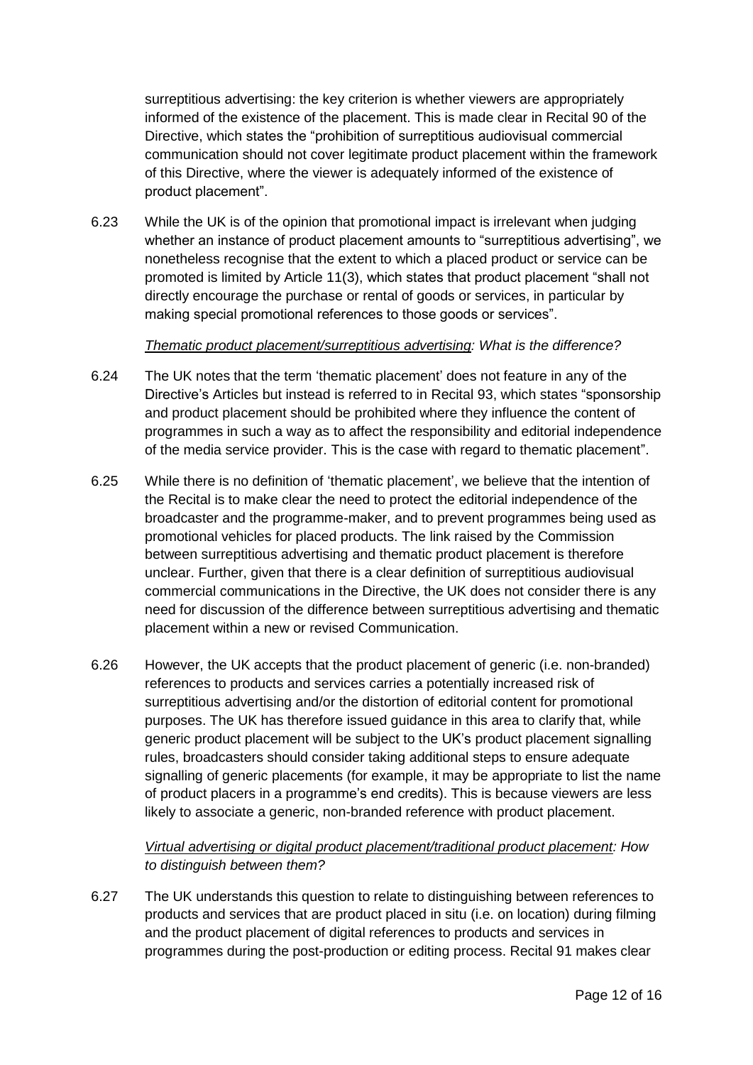surreptitious advertising: the key criterion is whether viewers are appropriately informed of the existence of the placement. This is made clear in Recital 90 of the Directive, which states the "prohibition of surreptitious audiovisual commercial communication should not cover legitimate product placement within the framework of this Directive, where the viewer is adequately informed of the existence of product placement".

6.23 While the UK is of the opinion that promotional impact is irrelevant when judging whether an instance of product placement amounts to "surreptitious advertising", we nonetheless recognise that the extent to which a placed product or service can be promoted is limited by Article 11(3), which states that product placement "shall not directly encourage the purchase or rental of goods or services, in particular by making special promotional references to those goods or services".

*Thematic product placement/surreptitious advertising: What is the difference?*

6.24 The UK notes that the term 'thematic placement' does not feature in any of the Directive's Articles but instead is referred to in Recital 93, which states "sponsorship and product placement should be prohibited where they influence the content of programmes in such a way as to affect the responsibility and editorial independence of the media service provider. This is the case with regard to thematic placement".

6.25 While there is no definition of 'thematic placement', we believe that the intention of the Recital is to make clear the need to protect the editorial independence of the broadcaster and the programme-maker, and to prevent programmes being used as promotional vehicles for placed products. The link raised by the Commission between surreptitious advertising and thematic product placement is therefore unclear. Further, given that there is a clear definition of surreptitious audiovisual commercial communications in the Directive, the UK does not consider there is any need for discussion of the difference between surreptitious advertising and thematic placement within a new or revised Communication.

6.26 However, the UK accepts that the product placement of generic (i.e. non-branded) references to products and services carries a potentially increased risk of surreptitious advertising and/or the distortion of editorial content for promotional purposes. The UK has therefore issued guidance in this area to clarify that, while generic product placement will be subject to the UK's product placement signalling rules, broadcasters should consider taking additional steps to ensure adequate signalling of generic placements (for example, it may be appropriate to list the name of product placers in a programme's end credits). This is because viewers are less likely to associate a generic, non-branded reference with product placement.

*Virtual advertising or digital product placement/traditional product placement: How to distinguish between them?*

6.27 The UK understands this question to relate to distinguishing between references to products and services that are product placed in situ (i.e. on location) during filming and the product placement of digital references to products and services in programmes during the post-production or editing process. Recital 91 makes clear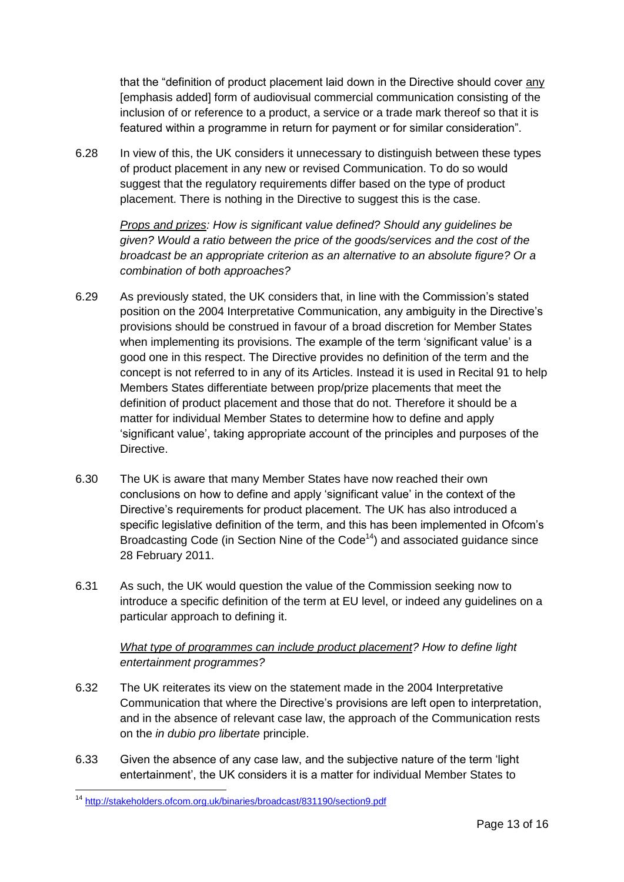that the "definition of product placement laid down in the Directive should cover <u>any</u> [emphasis added] form of audiovisual commercial communication consisting of the inclusion of or reference to a product, a service or a trade mark thereof so that it is featured within a programme in return for payment or for similar consideration".

6.28 In view of this, the UK considers it unnecessary to distinguish between these types of product placement in any new or revised Communication. To do so would suggest that the regulatory requirements differ based on the type of product placement. There is nothing in the Directive to suggest this is the case.

*<u>Props and prizes</u>: How is significant value defined? Should any guidelines be given? Would a ratio between the price of the goods/services and the cost of the broadcast be an appropriate criterion as an alternative to an absolute figure? Or a combination of both approaches?*

6.29 As previously stated, the UK considers that, in line with the Commission's stated position on the 2004 Interpretative Communication, any ambiguity in the Directive's provisions should be construed in favour of a broad discretion for Member States when implementing its provisions. The example of the term 'significant value' is a good one in this respect. The Directive provides no definition of the term and the concept is not referred to in any of its Articles. Instead it is used in Recital 91 to help Members States differentiate between prop/prize placements that meet the definition of product placement and those that do not. Therefore it should be a matter for individual Member States to determine how to define and apply 'significant value', taking appropriate account of the principles and purposes of the Directive.

6.30 The UK is aware that many Member States have now reached their own conclusions on how to define and apply 'significant value' in the context of the Directive's requirements for product placement. The UK has also introduced a specific legislative definition of the term, and this has been implemented in Ofcom's Broadcasting Code (in Section Nine of the Code[14]) and associated guidance since 28 February 2011.

6.31 As such, the UK would question the value of the Commission seeking now to introduce a specific definition of the term at EU level, or indeed any guidelines on a particular approach to defining it.

*<u>What type of programmes can include product placement</u>? How to define light entertainment programmes?*

6.32 The UK reiterates its view on the statement made in the 2004 Interpretative Communication that where the Directive's provisions are left open to interpretation, and in the absence of relevant case law, the approach of the Communication rests on the *in dubio pro libertate* principle.

6.33 Given the absence of any case law, and the subjective nature of the term 'light entertainment', the UK considers it is a matter for individual Member States to

[14] http://stakeholders.ofcom.org.uk/binaries/broadcast/831190/section9.pdf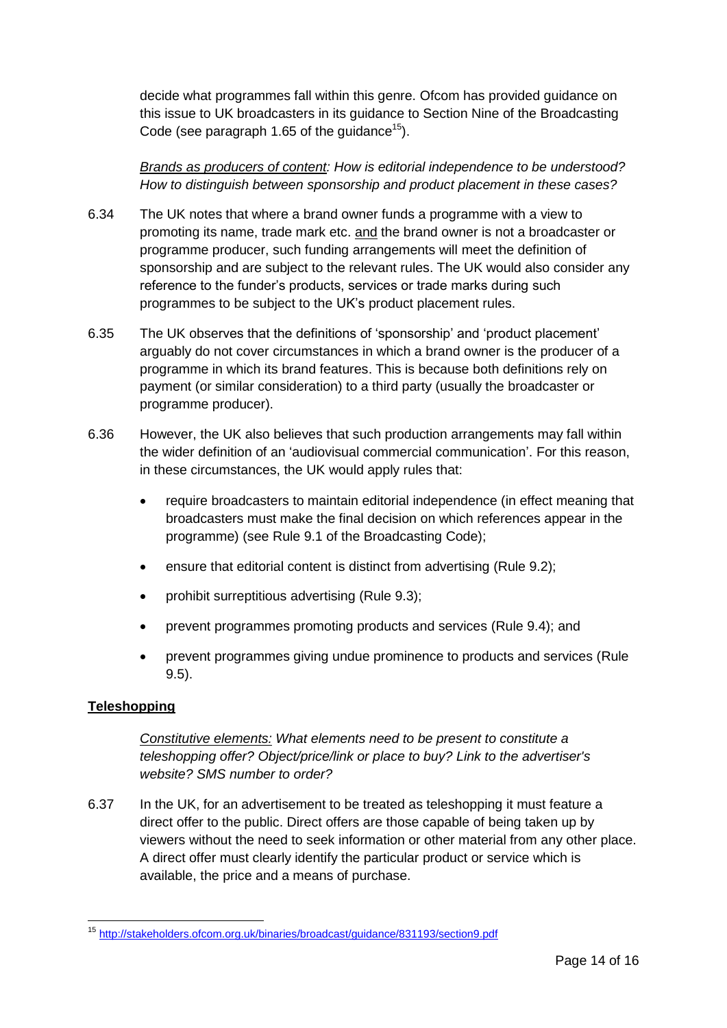decide what programmes fall within this genre. Ofcom has provided guidance on this issue to UK broadcasters in its guidance to Section Nine of the Broadcasting Code (see paragraph 1.65 of the guidance[15]).

<u>*Brands as producers of content*</u>*: How is editorial independence to be understood? How to distinguish between sponsorship and product placement in these cases?*

6.34 The UK notes that where a brand owner funds a programme with a view to promoting its name, trade mark etc. <u>and</u> the brand owner is not a broadcaster or programme producer, such funding arrangements will meet the definition of sponsorship and are subject to the relevant rules. The UK would also consider any reference to the funder's products, services or trade marks during such programmes to be subject to the UK's product placement rules.

6.35 The UK observes that the definitions of 'sponsorship' and 'product placement' arguably do not cover circumstances in which a brand owner is the producer of a programme in which its brand features. This is because both definitions rely on payment (or similar consideration) to a third party (usually the broadcaster or programme producer).

6.36 However, the UK also believes that such production arrangements may fall within the wider definition of an 'audiovisual commercial communication'. For this reason, in these circumstances, the UK would apply rules that:

- require broadcasters to maintain editorial independence (in effect meaning that broadcasters must make the final decision on which references appear in the programme) (see Rule 9.1 of the Broadcasting Code);
- ensure that editorial content is distinct from advertising (Rule 9.2);
- prohibit surreptitious advertising (Rule 9.3);
- prevent programmes promoting products and services (Rule 9.4); and
- prevent programmes giving undue prominence to products and services (Rule 9.5).

**<u>Teleshopping</u>**

<u>*Constitutive elements:*</u> *What elements need to be present to constitute a teleshopping offer? Object/price/link or place to buy? Link to the advertiser's website? SMS number to order?*

6.37 In the UK, for an advertisement to be treated as teleshopping it must feature a direct offer to the public. Direct offers are those capable of being taken up by viewers without the need to seek information or other material from any other place. A direct offer must clearly identify the particular product or service which is available, the price and a means of purchase.

[15] http://stakeholders.ofcom.org.uk/binaries/broadcast/guidance/831193/section9.pdf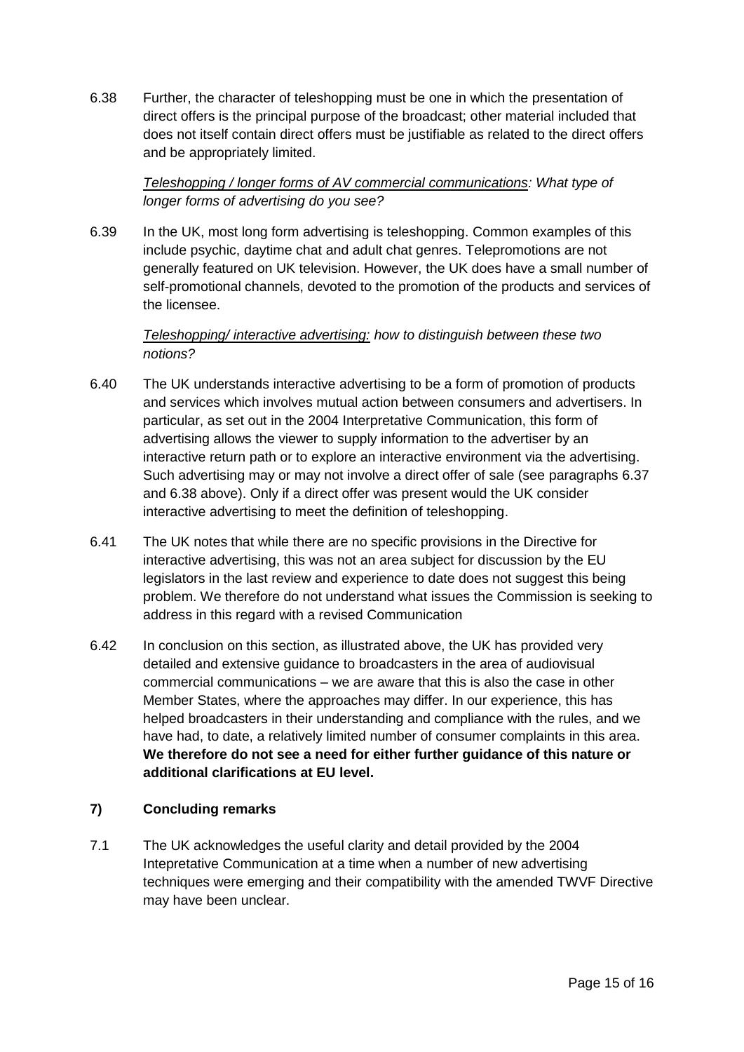6.38 Further, the character of teleshopping must be one in which the presentation of direct offers is the principal purpose of the broadcast; other material included that does not itself contain direct offers must be justifiable as related to the direct offers and be appropriately limited.

*<u>Teleshopping / longer forms of AV commercial communications</u>: What type of longer forms of advertising do you see?*

6.39 In the UK, most long form advertising is teleshopping. Common examples of this include psychic, daytime chat and adult chat genres. Telepromotions are not generally featured on UK television. However, the UK does have a small number of self-promotional channels, devoted to the promotion of the products and services of the licensee.

*<u>Teleshopping/ interactive advertising:</u> how to distinguish between these two notions?*

6.40 The UK understands interactive advertising to be a form of promotion of products and services which involves mutual action between consumers and advertisers. In particular, as set out in the 2004 Interpretative Communication, this form of advertising allows the viewer to supply information to the advertiser by an interactive return path or to explore an interactive environment via the advertising. Such advertising may or may not involve a direct offer of sale (see paragraphs 6.37 and 6.38 above). Only if a direct offer was present would the UK consider interactive advertising to meet the definition of teleshopping.

6.41 The UK notes that while there are no specific provisions in the Directive for interactive advertising, this was not an area subject for discussion by the EU legislators in the last review and experience to date does not suggest this being problem. We therefore do not understand what issues the Commission is seeking to address in this regard with a revised Communication

6.42 In conclusion on this section, as illustrated above, the UK has provided very detailed and extensive guidance to broadcasters in the area of audiovisual commercial communications – we are aware that this is also the case in other Member States, where the approaches may differ. In our experience, this has helped broadcasters in their understanding and compliance with the rules, and we have had, to date, a relatively limited number of consumer complaints in this area. **We therefore do not see a need for either further guidance of this nature or additional clarifications at EU level.**

## 7) Concluding remarks

7.1 The UK acknowledges the useful clarity and detail provided by the 2004 Intepretative Communication at a time when a number of new advertising techniques were emerging and their compatibility with the amended TWVF Directive may have been unclear.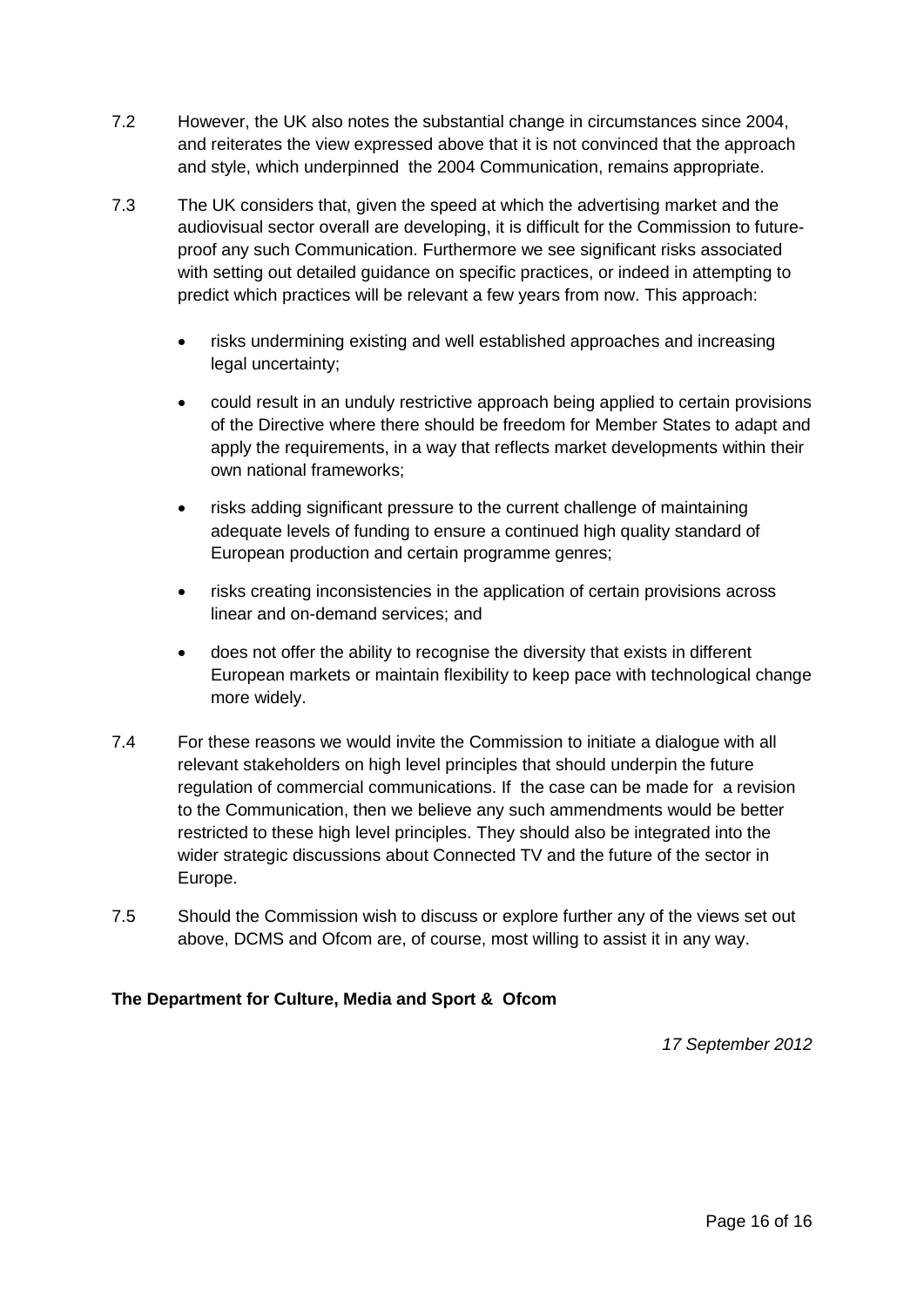7.2 However, the UK also notes the substantial change in circumstances since 2004, and reiterates the view expressed above that it is not convinced that the approach and style, which underpinned the 2004 Communication, remains appropriate.

7.3 The UK considers that, given the speed at which the advertising market and the audiovisual sector overall are developing, it is difficult for the Commission to future-proof any such Communication. Furthermore we see significant risks associated with setting out detailed guidance on specific practices, or indeed in attempting to predict which practices will be relevant a few years from now. This approach:

- risks undermining existing and well established approaches and increasing legal uncertainty;
- could result in an unduly restrictive approach being applied to certain provisions of the Directive where there should be freedom for Member States to adapt and apply the requirements, in a way that reflects market developments within their own national frameworks;
- risks adding significant pressure to the current challenge of maintaining adequate levels of funding to ensure a continued high quality standard of European production and certain programme genres;
- risks creating inconsistencies in the application of certain provisions across linear and on-demand services; and
- does not offer the ability to recognise the diversity that exists in different European markets or maintain flexibility to keep pace with technological change more widely.

7.4 For these reasons we would invite the Commission to initiate a dialogue with all relevant stakeholders on high level principles that should underpin the future regulation of commercial communications. If the case can be made for a revision to the Communication, then we believe any such ammendments would be better restricted to these high level principles. They should also be integrated into the wider strategic discussions about Connected TV and the future of the sector in Europe.

7.5 Should the Commission wish to discuss or explore further any of the views set out above, DCMS and Ofcom are, of course, most willing to assist it in any way.

**The Department for Culture, Media and Sport & Ofcom**

*17 September 2012*